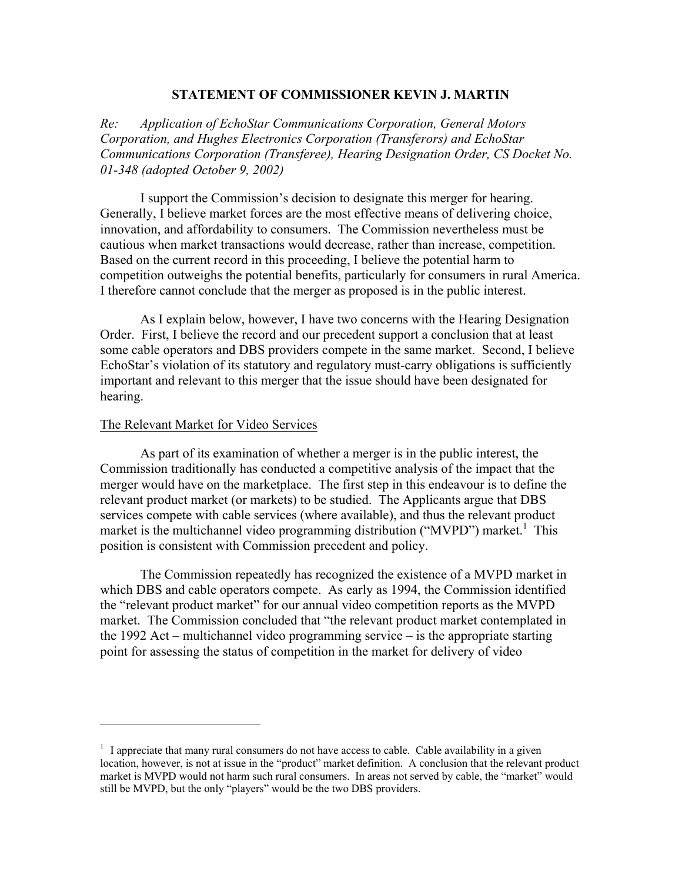**STATEMENT OF COMMISSIONER KEVIN J. MARTIN**

*Re: Application of EchoStar Communications Corporation, General Motors Corporation, and Hughes Electronics Corporation (Transferors) and EchoStar Communications Corporation (Transferee), Hearing Designation Order, CS Docket No. 01-348 (adopted October 9, 2002)*

I support the Commission's decision to designate this merger for hearing. Generally, I believe market forces are the most effective means of delivering choice, innovation, and affordability to consumers. The Commission nevertheless must be cautious when market transactions would decrease, rather than increase, competition. Based on the current record in this proceeding, I believe the potential harm to competition outweighs the potential benefits, particularly for consumers in rural America. I therefore cannot conclude that the merger as proposed is in the public interest.

As I explain below, however, I have two concerns with the Hearing Designation Order. First, I believe the record and our precedent support a conclusion that at least some cable operators and DBS providers compete in the same market. Second, I believe EchoStar's violation of its statutory and regulatory must-carry obligations is sufficiently important and relevant to this merger that the issue should have been designated for hearing.

The Relevant Market for Video Services

As part of its examination of whether a merger is in the public interest, the Commission traditionally has conducted a competitive analysis of the impact that the merger would have on the marketplace. The first step in this endeavour is to define the relevant product market (or markets) to be studied. The Applicants argue that DBS services compete with cable services (where available), and thus the relevant product market is the multichannel video programming distribution ("MVPD") market.[1] This position is consistent with Commission precedent and policy.

The Commission repeatedly has recognized the existence of a MVPD market in which DBS and cable operators compete. As early as 1994, the Commission identified the "relevant product market" for our annual video competition reports as the MVPD market. The Commission concluded that "the relevant product market contemplated in the 1992 Act – multichannel video programming service – is the appropriate starting point for assessing the status of competition in the market for delivery of video

---

[1] I appreciate that many rural consumers do not have access to cable. Cable availability in a given location, however, is not at issue in the "product" market definition. A conclusion that the relevant product market is MVPD would not harm such rural consumers. In areas not served by cable, the "market" would still be MVPD, but the only "players" would be the two DBS providers.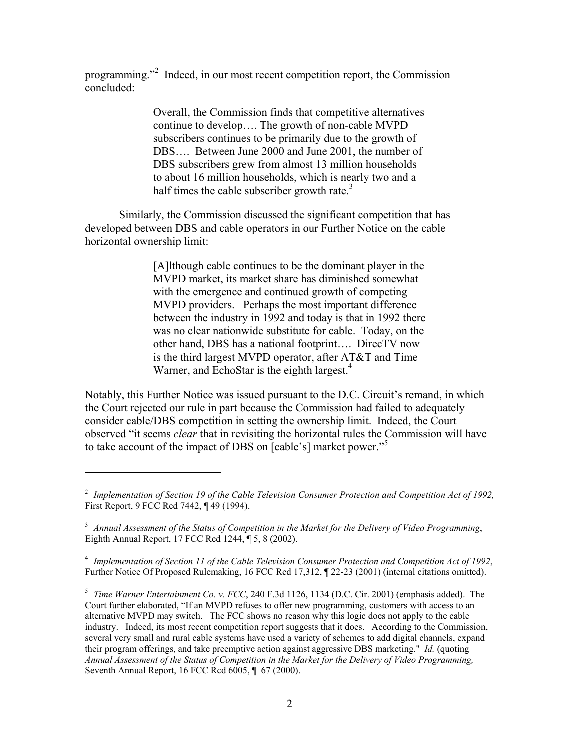programming."[2] Indeed, in our most recent competition report, the Commission concluded:

> Overall, the Commission finds that competitive alternatives continue to develop…. The growth of non-cable MVPD subscribers continues to be primarily due to the growth of DBS…. Between June 2000 and June 2001, the number of DBS subscribers grew from almost 13 million households to about 16 million households, which is nearly two and a half times the cable subscriber growth rate.[3]

Similarly, the Commission discussed the significant competition that has developed between DBS and cable operators in our Further Notice on the cable horizontal ownership limit:

> [A]lthough cable continues to be the dominant player in the MVPD market, its market share has diminished somewhat with the emergence and continued growth of competing MVPD providers. Perhaps the most important difference between the industry in 1992 and today is that in 1992 there was no clear nationwide substitute for cable. Today, on the other hand, DBS has a national footprint…. DirecTV now is the third largest MVPD operator, after AT&T and Time Warner, and EchoStar is the eighth largest.[4]

Notably, this Further Notice was issued pursuant to the D.C. Circuit's remand, in which the Court rejected our rule in part because the Commission had failed to adequately consider cable/DBS competition in setting the ownership limit. Indeed, the Court observed "it seems *clear* that in revisiting the horizontal rules the Commission will have to take account of the impact of DBS on [cable's] market power."[5]

---

[2] *Implementation of Section 19 of the Cable Television Consumer Protection and Competition Act of 1992,* First Report, 9 FCC Rcd 7442, ¶ 49 (1994).

[3] *Annual Assessment of the Status of Competition in the Market for the Delivery of Video Programming*, Eighth Annual Report, 17 FCC Rcd 1244, ¶ 5, 8 (2002).

[4] *Implementation of Section 11 of the Cable Television Consumer Protection and Competition Act of 1992*, Further Notice Of Proposed Rulemaking, 16 FCC Rcd 17,312, ¶ 22-23 (2001) (internal citations omitted).

[5] *Time Warner Entertainment Co. v. FCC*, 240 F.3d 1126, 1134 (D.C. Cir. 2001) (emphasis added). The Court further elaborated, "If an MVPD refuses to offer new programming, customers with access to an alternative MVPD may switch. The FCC shows no reason why this logic does not apply to the cable industry. Indeed, its most recent competition report suggests that it does. According to the Commission, several very small and rural cable systems have used a variety of schemes to add digital channels, expand their program offerings, and take preemptive action against aggressive DBS marketing." *Id.* (quoting *Annual Assessment of the Status of Competition in the Market for the Delivery of Video Programming,* Seventh Annual Report, 16 FCC Rcd 6005, ¶ 67 (2000).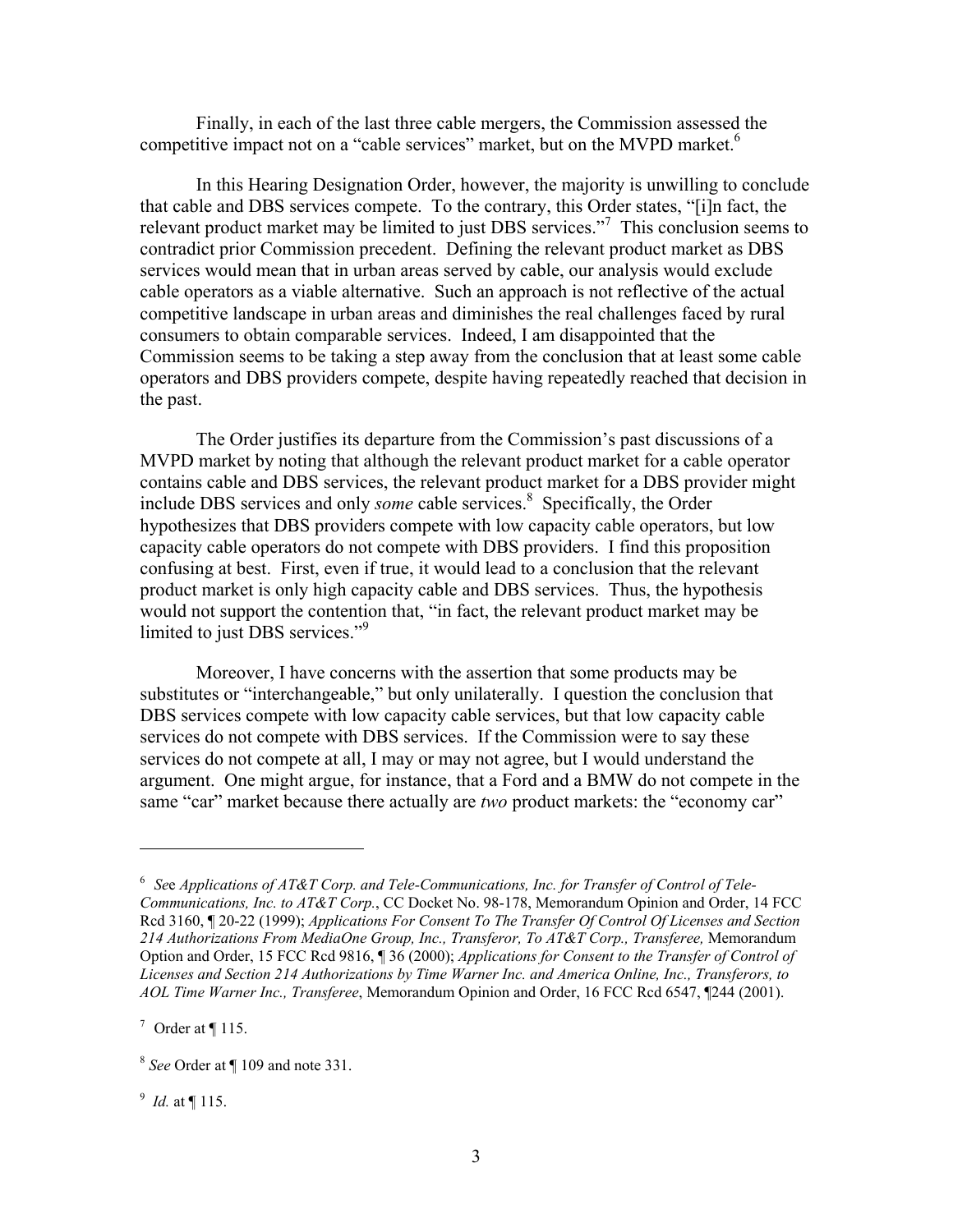Finally, in each of the last three cable mergers, the Commission assessed the competitive impact not on a "cable services" market, but on the MVPD market.[6]

In this Hearing Designation Order, however, the majority is unwilling to conclude that cable and DBS services compete. To the contrary, this Order states, "[i]n fact, the relevant product market may be limited to just DBS services."[7] This conclusion seems to contradict prior Commission precedent. Defining the relevant product market as DBS services would mean that in urban areas served by cable, our analysis would exclude cable operators as a viable alternative. Such an approach is not reflective of the actual competitive landscape in urban areas and diminishes the real challenges faced by rural consumers to obtain comparable services. Indeed, I am disappointed that the Commission seems to be taking a step away from the conclusion that at least some cable operators and DBS providers compete, despite having repeatedly reached that decision in the past.

The Order justifies its departure from the Commission's past discussions of a MVPD market by noting that although the relevant product market for a cable operator contains cable and DBS services, the relevant product market for a DBS provider might include DBS services and only *some* cable services.[8] Specifically, the Order hypothesizes that DBS providers compete with low capacity cable operators, but low capacity cable operators do not compete with DBS providers. I find this proposition confusing at best. First, even if true, it would lead to a conclusion that the relevant product market is only high capacity cable and DBS services. Thus, the hypothesis would not support the contention that, "in fact, the relevant product market may be limited to just DBS services."[9]

Moreover, I have concerns with the assertion that some products may be substitutes or "interchangeable," but only unilaterally. I question the conclusion that DBS services compete with low capacity cable services, but that low capacity cable services do not compete with DBS services. If the Commission were to say these services do not compete at all, I may or may not agree, but I would understand the argument. One might argue, for instance, that a Ford and a BMW do not compete in the same "car" market because there actually are *two* product markets: the "economy car"

---

[6] *See Applications of AT&T Corp. and Tele-Communications, Inc. for Transfer of Control of Tele-Communications, Inc. to AT&T Corp.*, CC Docket No. 98-178, Memorandum Opinion and Order, 14 FCC Rcd 3160, ¶ 20-22 (1999); *Applications For Consent To The Transfer Of Control Of Licenses and Section 214 Authorizations From MediaOne Group, Inc., Transferor, To AT&T Corp., Transferee,* Memorandum Option and Order, 15 FCC Rcd 9816, ¶ 36 (2000); *Applications for Consent to the Transfer of Control of Licenses and Section 214 Authorizations by Time Warner Inc. and America Online, Inc., Transferors, to AOL Time Warner Inc., Transferee*, Memorandum Opinion and Order, 16 FCC Rcd 6547, ¶244 (2001).

[7] Order at ¶ 115.

[8] *See* Order at ¶ 109 and note 331.

[9] *Id.* at ¶ 115.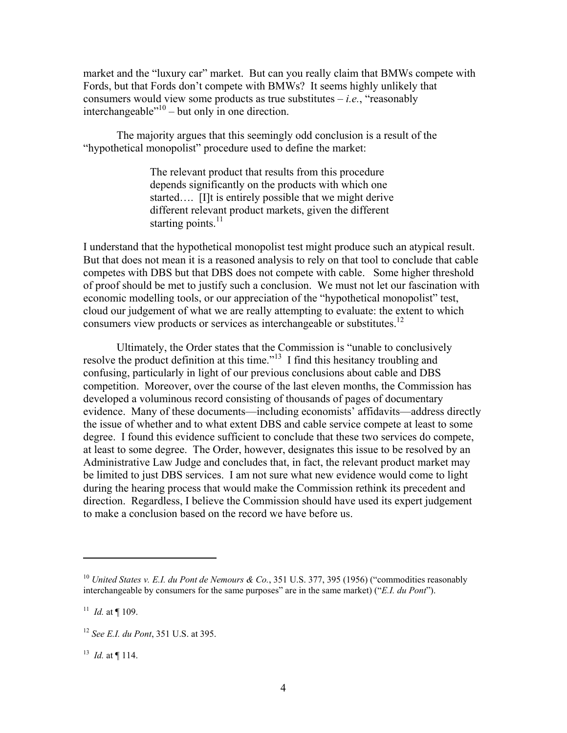market and the "luxury car" market. But can you really claim that BMWs compete with Fords, but that Fords don't compete with BMWs? It seems highly unlikely that consumers would view some products as true substitutes – *i.e.*, "reasonably interchangeable"[10] – but only in one direction.

The majority argues that this seemingly odd conclusion is a result of the "hypothetical monopolist" procedure used to define the market:

> The relevant product that results from this procedure depends significantly on the products with which one started…. [I]t is entirely possible that we might derive different relevant product markets, given the different starting points.[11]

I understand that the hypothetical monopolist test might produce such an atypical result. But that does not mean it is a reasoned analysis to rely on that tool to conclude that cable competes with DBS but that DBS does not compete with cable. Some higher threshold of proof should be met to justify such a conclusion. We must not let our fascination with economic modelling tools, or our appreciation of the "hypothetical monopolist" test, cloud our judgement of what we are really attempting to evaluate: the extent to which consumers view products or services as interchangeable or substitutes.[12]

Ultimately, the Order states that the Commission is "unable to conclusively resolve the product definition at this time."[13] I find this hesitancy troubling and confusing, particularly in light of our previous conclusions about cable and DBS competition. Moreover, over the course of the last eleven months, the Commission has developed a voluminous record consisting of thousands of pages of documentary evidence. Many of these documents—including economists' affidavits—address directly the issue of whether and to what extent DBS and cable service compete at least to some degree. I found this evidence sufficient to conclude that these two services do compete, at least to some degree. The Order, however, designates this issue to be resolved by an Administrative Law Judge and concludes that, in fact, the relevant product market may be limited to just DBS services. I am not sure what new evidence would come to light during the hearing process that would make the Commission rethink its precedent and direction. Regardless, I believe the Commission should have used its expert judgement to make a conclusion based on the record we have before us.

---

[10] *United States v. E.I. du Pont de Nemours & Co.*, 351 U.S. 377, 395 (1956) ("commodities reasonably interchangeable by consumers for the same purposes" are in the same market) ("*E.I. du Pont*").

[11] *Id.* at ¶ 109.

[12] *See E.I. du Pont*, 351 U.S. at 395.

[13] *Id.* at ¶ 114.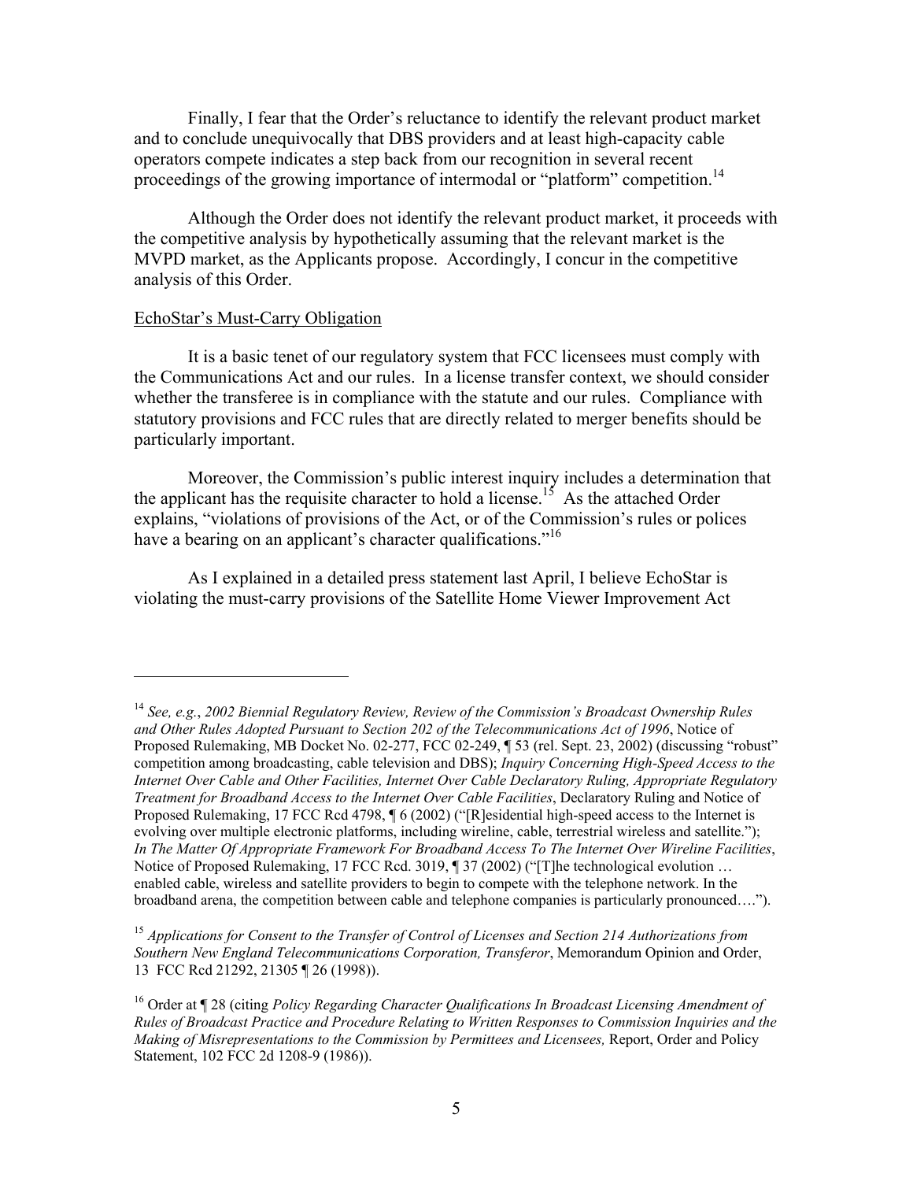Finally, I fear that the Order's reluctance to identify the relevant product market and to conclude unequivocally that DBS providers and at least high-capacity cable operators compete indicates a step back from our recognition in several recent proceedings of the growing importance of intermodal or "platform" competition.[14]

Although the Order does not identify the relevant product market, it proceeds with the competitive analysis by hypothetically assuming that the relevant market is the MVPD market, as the Applicants propose. Accordingly, I concur in the competitive analysis of this Order.

<u>EchoStar's Must-Carry Obligation</u>

It is a basic tenet of our regulatory system that FCC licensees must comply with the Communications Act and our rules. In a license transfer context, we should consider whether the transferee is in compliance with the statute and our rules. Compliance with statutory provisions and FCC rules that are directly related to merger benefits should be particularly important.

Moreover, the Commission's public interest inquiry includes a determination that the applicant has the requisite character to hold a license.[15] As the attached Order explains, "violations of provisions of the Act, or of the Commission's rules or polices have a bearing on an applicant's character qualifications."[16]

As I explained in a detailed press statement last April, I believe EchoStar is violating the must-carry provisions of the Satellite Home Viewer Improvement Act

---

[14] *See, e.g.*, *2002 Biennial Regulatory Review, Review of the Commission's Broadcast Ownership Rules and Other Rules Adopted Pursuant to Section 202 of the Telecommunications Act of 1996*, Notice of Proposed Rulemaking, MB Docket No. 02-277, FCC 02-249, ¶ 53 (rel. Sept. 23, 2002) (discussing "robust" competition among broadcasting, cable television and DBS); *Inquiry Concerning High-Speed Access to the Internet Over Cable and Other Facilities, Internet Over Cable Declaratory Ruling, Appropriate Regulatory Treatment for Broadband Access to the Internet Over Cable Facilities*, Declaratory Ruling and Notice of Proposed Rulemaking, 17 FCC Rcd 4798, ¶ 6 (2002) ("[R]esidential high-speed access to the Internet is evolving over multiple electronic platforms, including wireline, cable, terrestrial wireless and satellite."); *In The Matter Of Appropriate Framework For Broadband Access To The Internet Over Wireline Facilities*, Notice of Proposed Rulemaking, 17 FCC Rcd. 3019, ¶ 37 (2002) ("[T]he technological evolution … enabled cable, wireless and satellite providers to begin to compete with the telephone network. In the broadband arena, the competition between cable and telephone companies is particularly pronounced….").

[15] *Applications for Consent to the Transfer of Control of Licenses and Section 214 Authorizations from Southern New England Telecommunications Corporation, Transferor*, Memorandum Opinion and Order, 13 FCC Rcd 21292, 21305 ¶ 26 (1998)).

[16] Order at ¶ 28 (citing *Policy Regarding Character Qualifications In Broadcast Licensing Amendment of Rules of Broadcast Practice and Procedure Relating to Written Responses to Commission Inquiries and the Making of Misrepresentations to the Commission by Permittees and Licensees,* Report, Order and Policy Statement, 102 FCC 2d 1208-9 (1986)).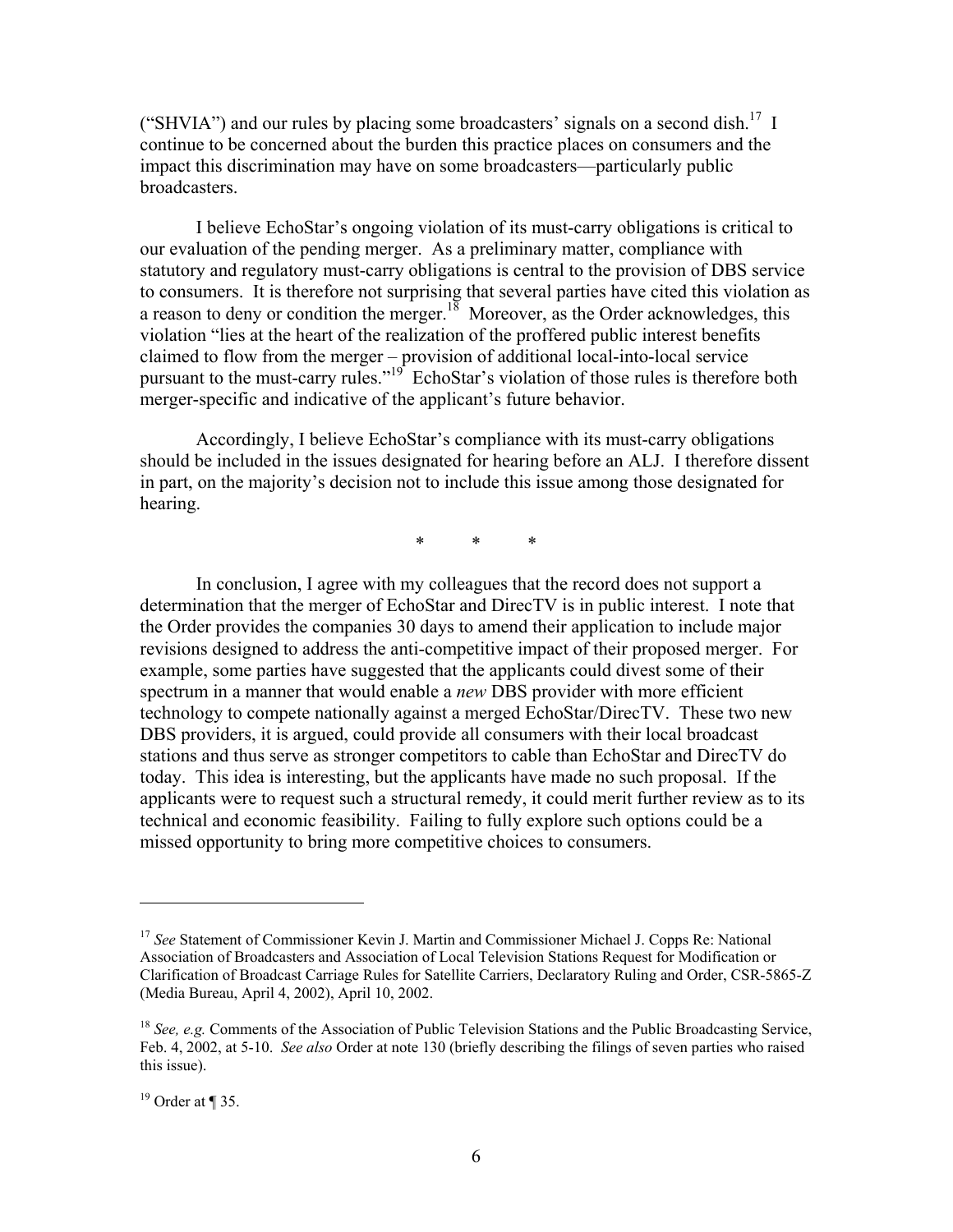("SHVIA") and our rules by placing some broadcasters' signals on a second dish.[17] I continue to be concerned about the burden this practice places on consumers and the impact this discrimination may have on some broadcasters—particularly public broadcasters.

I believe EchoStar's ongoing violation of its must-carry obligations is critical to our evaluation of the pending merger. As a preliminary matter, compliance with statutory and regulatory must-carry obligations is central to the provision of DBS service to consumers. It is therefore not surprising that several parties have cited this violation as a reason to deny or condition the merger.[18] Moreover, as the Order acknowledges, this violation "lies at the heart of the realization of the proffered public interest benefits claimed to flow from the merger – provision of additional local-into-local service pursuant to the must-carry rules."[19] EchoStar's violation of those rules is therefore both merger-specific and indicative of the applicant's future behavior.

Accordingly, I believe EchoStar's compliance with its must-carry obligations should be included in the issues designated for hearing before an ALJ. I therefore dissent in part, on the majority's decision not to include this issue among those designated for hearing.

\* \* \*

In conclusion, I agree with my colleagues that the record does not support a determination that the merger of EchoStar and DirecTV is in public interest. I note that the Order provides the companies 30 days to amend their application to include major revisions designed to address the anti-competitive impact of their proposed merger. For example, some parties have suggested that the applicants could divest some of their spectrum in a manner that would enable a *new* DBS provider with more efficient technology to compete nationally against a merged EchoStar/DirecTV. These two new DBS providers, it is argued, could provide all consumers with their local broadcast stations and thus serve as stronger competitors to cable than EchoStar and DirecTV do today. This idea is interesting, but the applicants have made no such proposal. If the applicants were to request such a structural remedy, it could merit further review as to its technical and economic feasibility. Failing to fully explore such options could be a missed opportunity to bring more competitive choices to consumers.

---

[17] *See* Statement of Commissioner Kevin J. Martin and Commissioner Michael J. Copps Re: National Association of Broadcasters and Association of Local Television Stations Request for Modification or Clarification of Broadcast Carriage Rules for Satellite Carriers, Declaratory Ruling and Order, CSR-5865-Z (Media Bureau, April 4, 2002), April 10, 2002.

[18] *See, e.g.* Comments of the Association of Public Television Stations and the Public Broadcasting Service, Feb. 4, 2002, at 5-10. *See also* Order at note 130 (briefly describing the filings of seven parties who raised this issue).

[19] Order at ¶ 35.